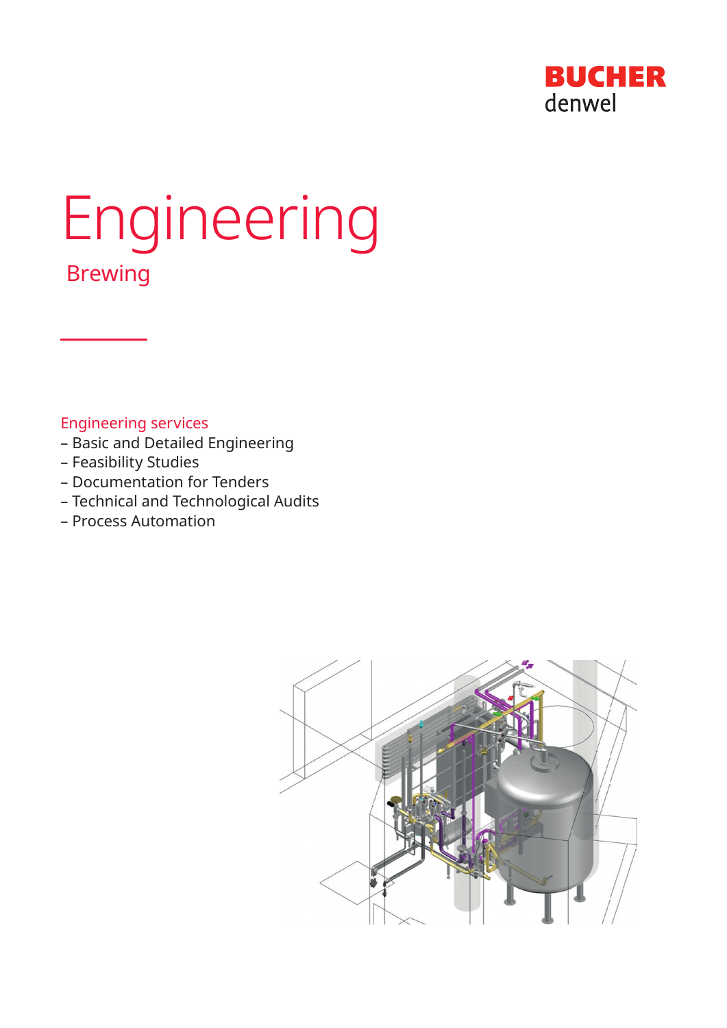BUCHER
denwel

# Engineering

## Brewing

Engineering services

- Basic and Detailed Engineering
- Feasibility Studies
- Documentation for Tenders
- Technical and Technological Audits
- Process Automation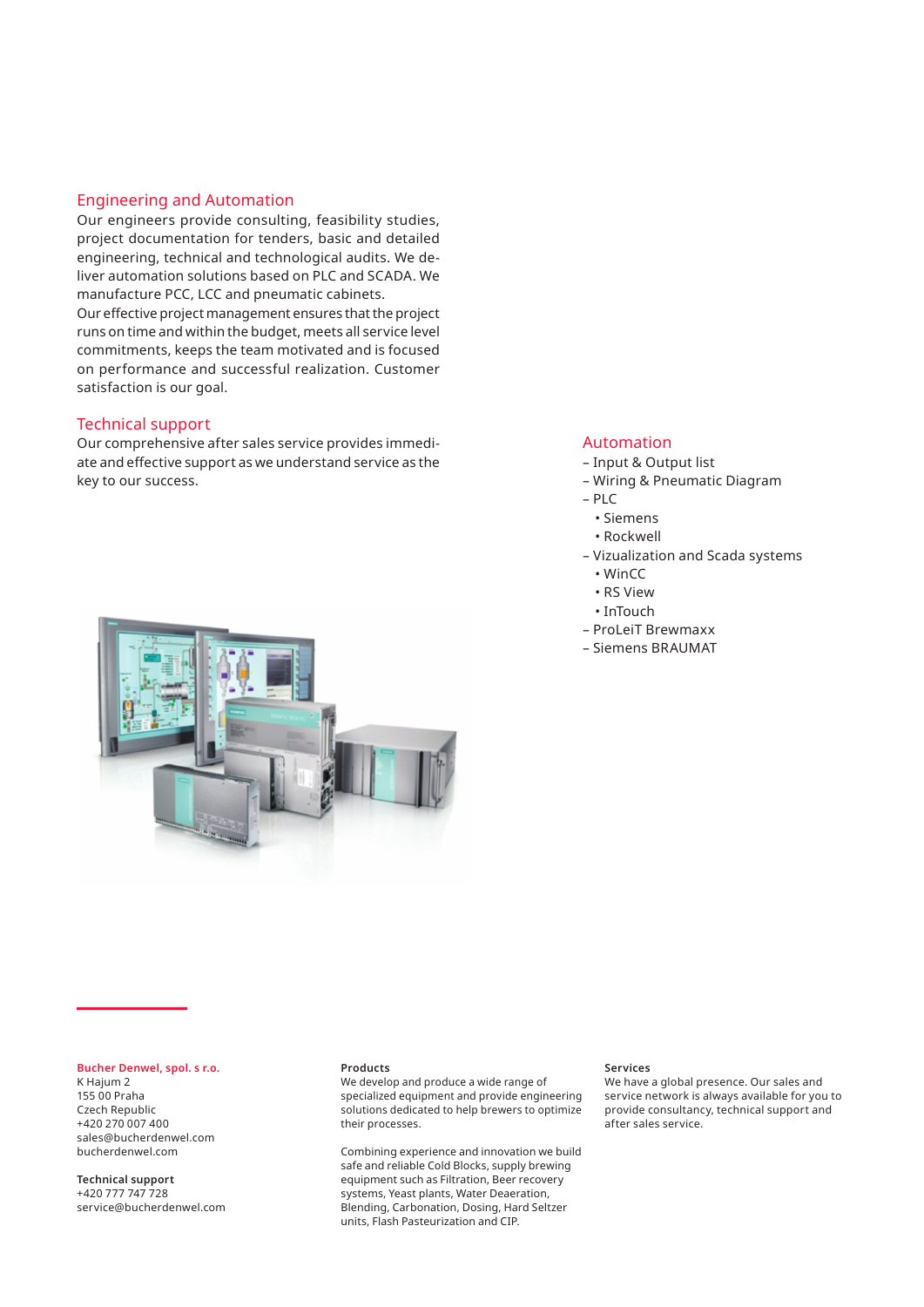## Engineering and Automation

Our engineers provide consulting, feasibility studies, project documentation for tenders, basic and detailed engineering, technical and technological audits. We deliver automation solutions based on PLC and SCADA. We manufacture PCC, LCC and pneumatic cabinets.
Our effective project management ensures that the project runs on time and within the budget, meets all service level commitments, keeps the team motivated and is focused on performance and successful realization. Customer satisfaction is our goal.

## Technical support

Our comprehensive after sales service provides immediate and effective support as we understand service as the key to our success.

## Automation

- Input & Output list
- Wiring & Pneumatic Diagram
- PLC
  - Siemens
  - Rockwell
- Vizualization and Scada systems
  - WinCC
  - RS View
  - InTouch
- ProLeiT Brewmaxx
- Siemens BRAUMAT

**Bucher Denwel, spol. s r.o.**
K Hajum 2
155 00 Praha
Czech Republic
+420 270 007 400
sales@bucherdenwel.com
bucherdenwel.com

**Technical support**
+420 777 747 728
service@bucherdenwel.com

**Products**
We develop and produce a wide range of specialized equipment and provide engineering solutions dedicated to help brewers to optimize their processes.

Combining experience and innovation we build safe and reliable Cold Blocks, supply brewing equipment such as Filtration, Beer recovery systems, Yeast plants, Water Deaeration, Blending, Carbonation, Dosing, Hard Seltzer units, Flash Pasteurization and CIP.

**Services**
We have a global presence. Our sales and service network is always available for you to provide consultancy, technical support and after sales service.